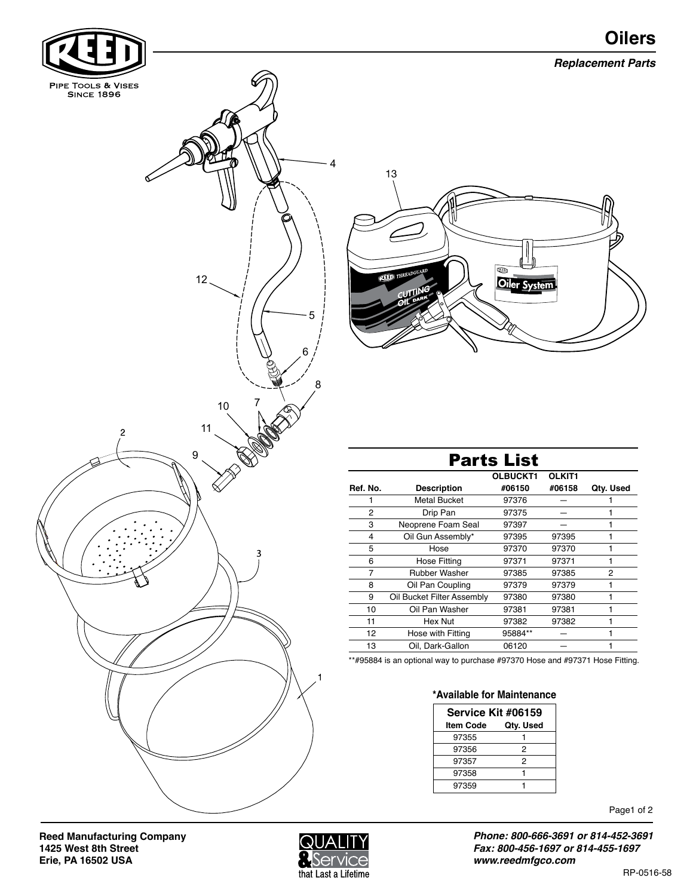# Oilers

***Replacement Parts***

## Parts List

| Ref. No. | Description | OLBUCKT1 #06150 | OLKIT1 #06158 | Qty. Used |
|---|---|---|---|---|
| 1 | Metal Bucket | 97376 | — | 1 |
| 2 | Drip Pan | 97375 | — | 1 |
| 3 | Neoprene Foam Seal | 97397 | — | 1 |
| 4 | Oil Gun Assembly* | 97395 | 97395 | 1 |
| 5 | Hose | 97370 | 97370 | 1 |
| 6 | Hose Fitting | 97371 | 97371 | 1 |
| 7 | Rubber Washer | 97385 | 97385 | 2 |
| 8 | Oil Pan Coupling | 97379 | 97379 | 1 |
| 9 | Oil Bucket Filter Assembly | 97380 | 97380 | 1 |
| 10 | Oil Pan Washer | 97381 | 97381 | 1 |
| 11 | Hex Nut | 97382 | 97382 | 1 |
| 12 | Hose with Fitting | 95884** | — | 1 |
| 13 | Oil, Dark-Gallon | 06120 | — | 1 |

**#95884 is an optional way to purchase #97370 Hose and #97371 Hose Fitting.

**\*Available for Maintenance**

**Service Kit #06159**

| Item Code | Qty. Used |
|---|---|
| 97355 | 1 |
| 97356 | 2 |
| 97357 | 2 |
| 97358 | 1 |
| 97359 | 1 |

**Reed Manufacturing Company**
**1425 West 8th Street**
**Erie, PA 16502 USA**

***Phone: 800-666-3691 or 814-452-3691***
***Fax: 800-456-1697 or 814-455-1697***
***www.reedmfgco.com***

RP-0516-58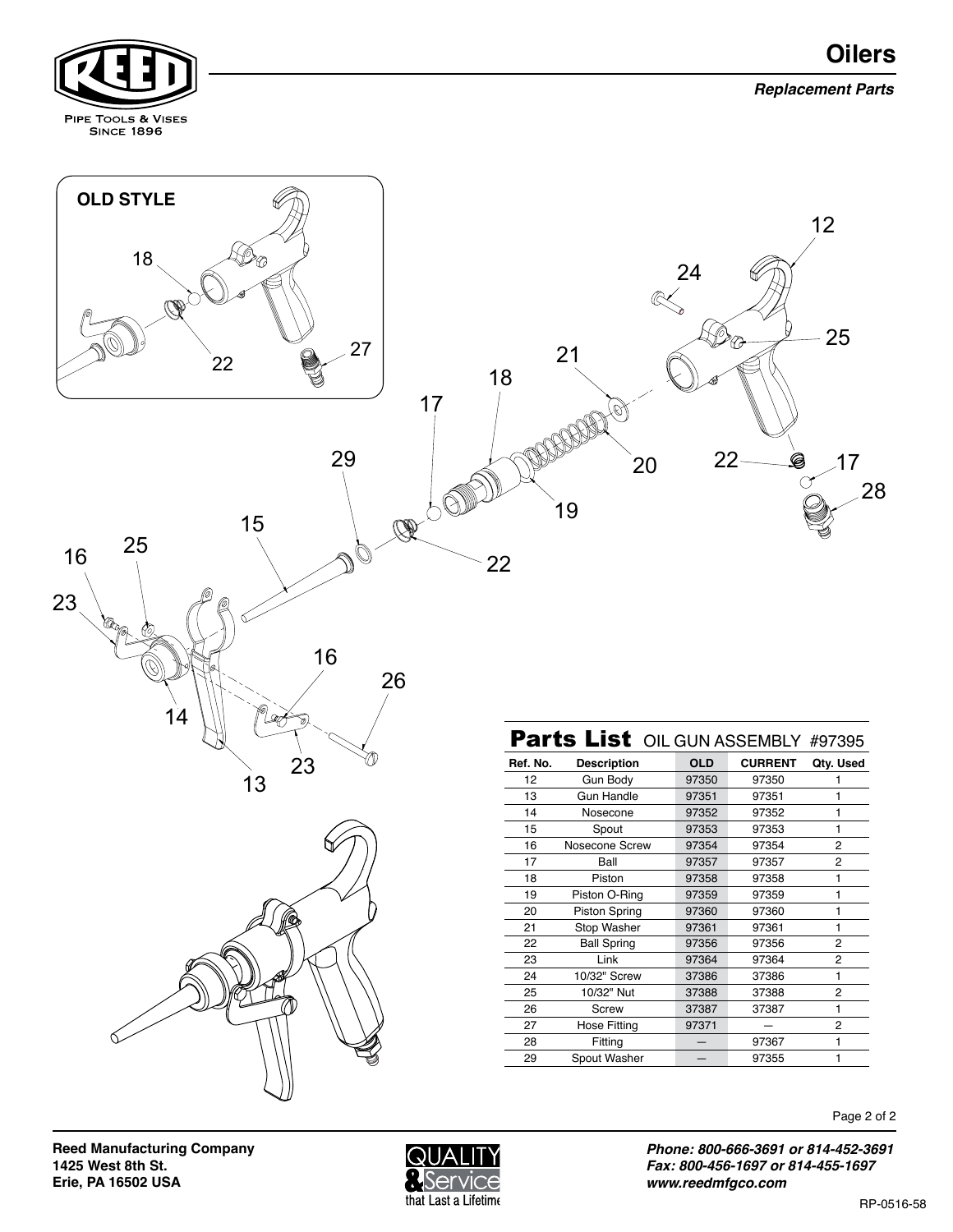# Oilers

***Replacement Parts***

PIPE TOOLS & VISES
SINCE 1896

OLD STYLE

## Parts List OIL GUN ASSEMBLY #97395

| Ref. No. | Description | OLD | CURRENT | Qty. Used |
|---|---|---|---|---|
| 12 | Gun Body | 97350 | 97350 | 1 |
| 13 | Gun Handle | 97351 | 97351 | 1 |
| 14 | Nosecone | 97352 | 97352 | 1 |
| 15 | Spout | 97353 | 97353 | 1 |
| 16 | Nosecone Screw | 97354 | 97354 | 2 |
| 17 | Ball | 97357 | 97357 | 2 |
| 18 | Piston | 97358 | 97358 | 1 |
| 19 | Piston O-Ring | 97359 | 97359 | 1 |
| 20 | Piston Spring | 97360 | 97360 | 1 |
| 21 | Stop Washer | 97361 | 97361 | 1 |
| 22 | Ball Spring | 97356 | 97356 | 2 |
| 23 | Link | 97364 | 97364 | 2 |
| 24 | 10/32" Screw | 37386 | 37386 | 1 |
| 25 | 10/32" Nut | 37388 | 37388 | 2 |
| 26 | Screw | 37387 | 37387 | 1 |
| 27 | Hose Fitting | 97371 | — | 2 |
| 28 | Fitting | — | 97367 | 1 |
| 29 | Spout Washer | — | 97355 | 1 |

**Reed Manufacturing Company**
**1425 West 8th St.**
**Erie, PA 16502 USA**

QUALITY & Service that Last a Lifetime

***Phone: 800-666-3691 or 814-452-3691***
***Fax: 800-456-1697 or 814-455-1697***
***www.reedmfgco.com***

RP-0516-58